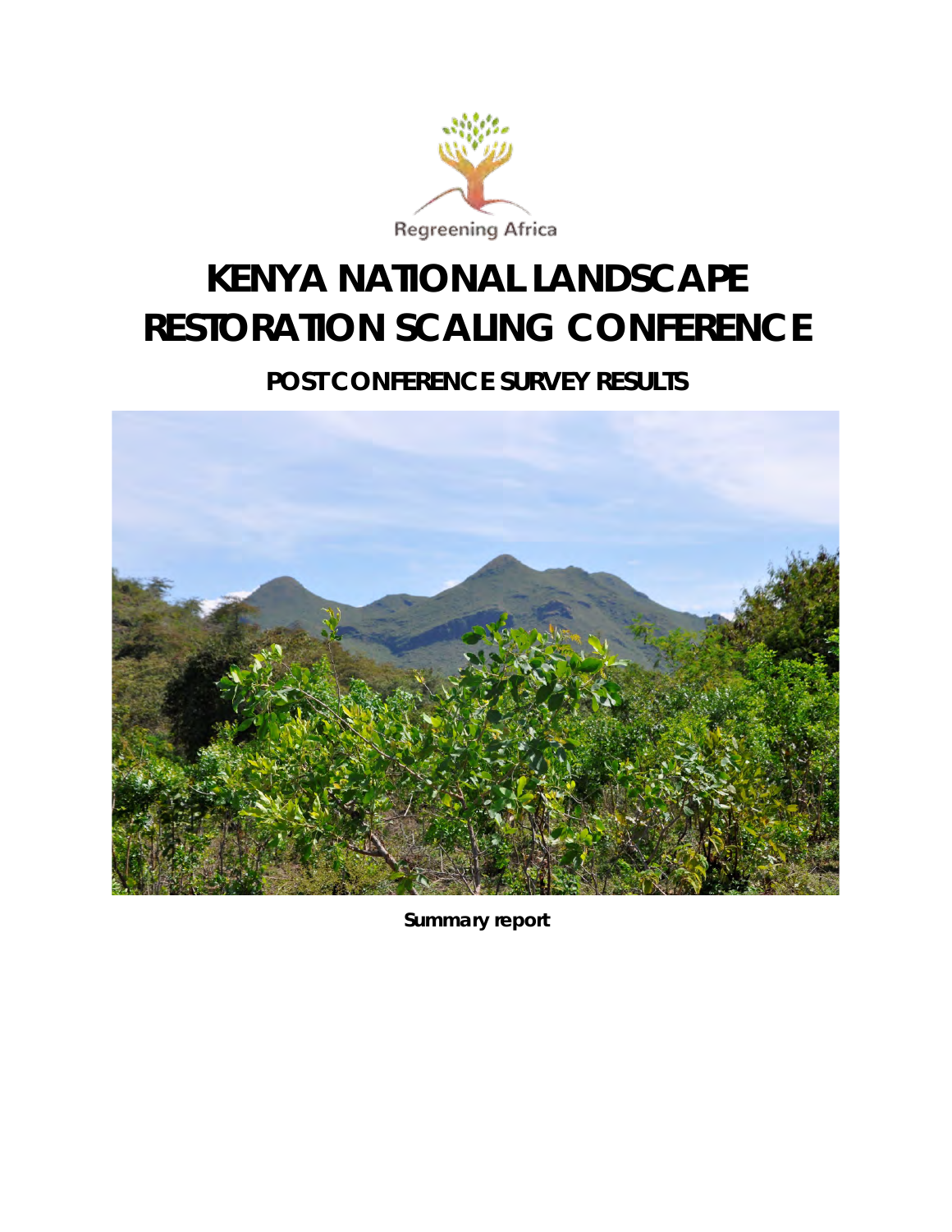Regreening Africa

# KENYA NATIONAL LANDSCAPE RESTORATION SCALING CONFERENCE

## POST CONFERENCE SURVEY RESULTS

**Summary report**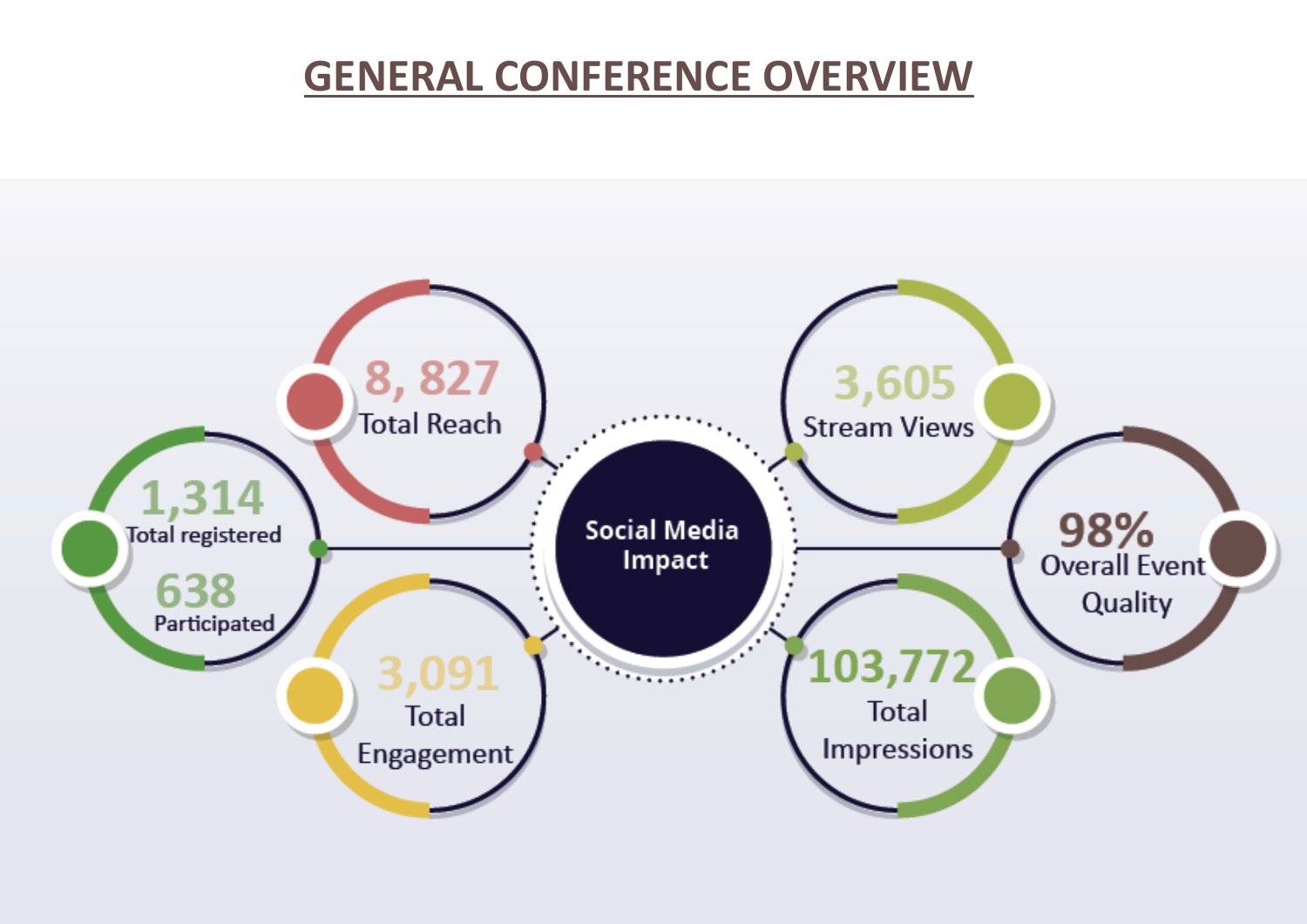# GENERAL CONFERENCE OVERVIEW

**Social Media Impact**

- **8, 827** Total Reach
- **1,314** Total registered
- **638** Participated
- **3,091** Total Engagement
- **3,605** Stream Views
- **98%** Overall Event Quality
- **103,772** Total Impressions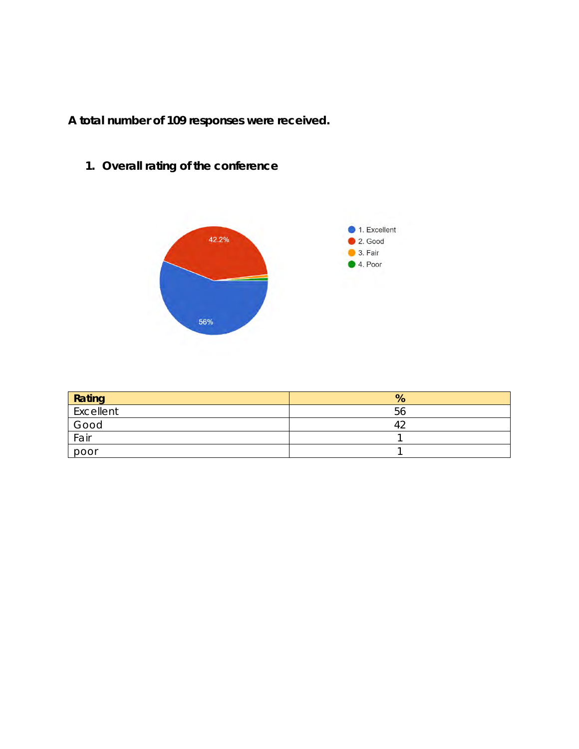**A total number of 109 responses were received.**

## 1. Overall rating of the conference

| Rating | % |
|---|---|
| Excellent | 56 |
| Good | 42 |
| Fair | 1 |
| poor | 1 |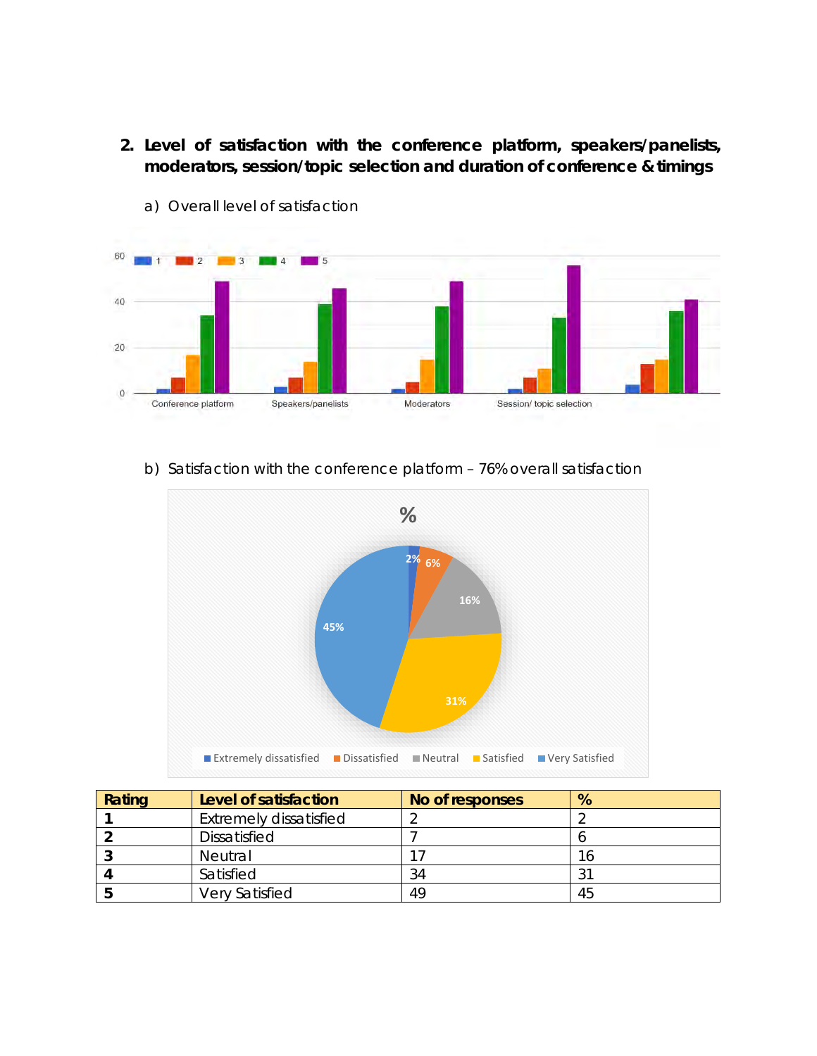## 2. Level of satisfaction with the conference platform, speakers/panelists, moderators, session/topic selection and duration of conference & timings

a) Overall level of satisfaction

b) Satisfaction with the conference platform – 76% overall satisfaction

| Rating | Level of satisfaction | No of responses | % |
|---|---|---|---|
| 1 | Extremely dissatisfied | 2 | 2 |
| 2 | Dissatisfied | 7 | 6 |
| 3 | Neutral | 17 | 16 |
| 4 | Satisfied | 34 | 31 |
| 5 | Very Satisfied | 49 | 45 |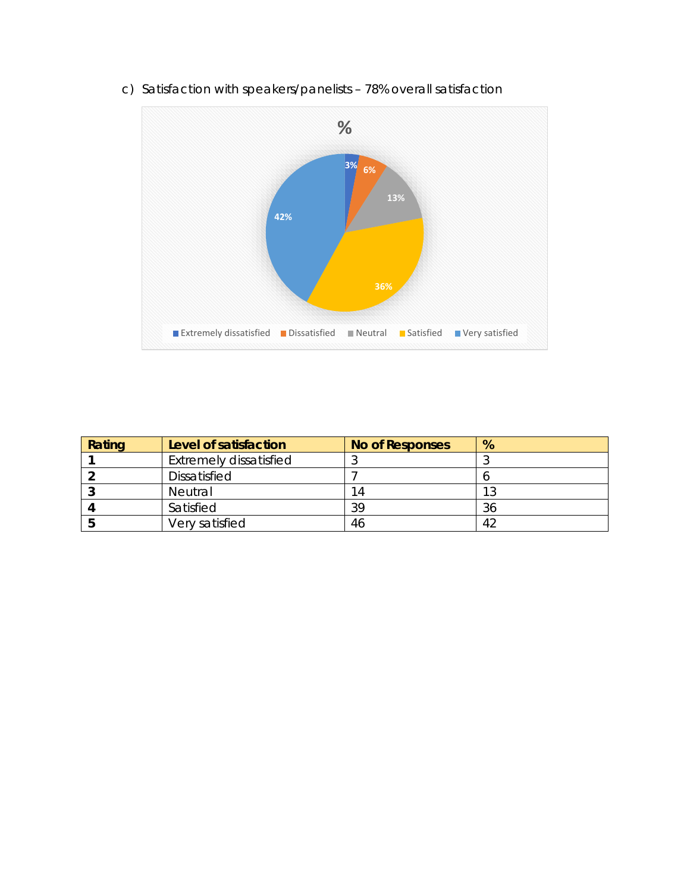c) Satisfaction with speakers/panelists – 78% overall satisfaction

| Rating | Level of satisfaction | No of Responses | % |
|---|---|---|---|
| **1** | Extremely dissatisfied | 3 | 3 |
| **2** | Dissatisfied | 7 | 6 |
| **3** | Neutral | 14 | 13 |
| **4** | Satisfied | 39 | 36 |
| **5** | Very satisfied | 46 | 42 |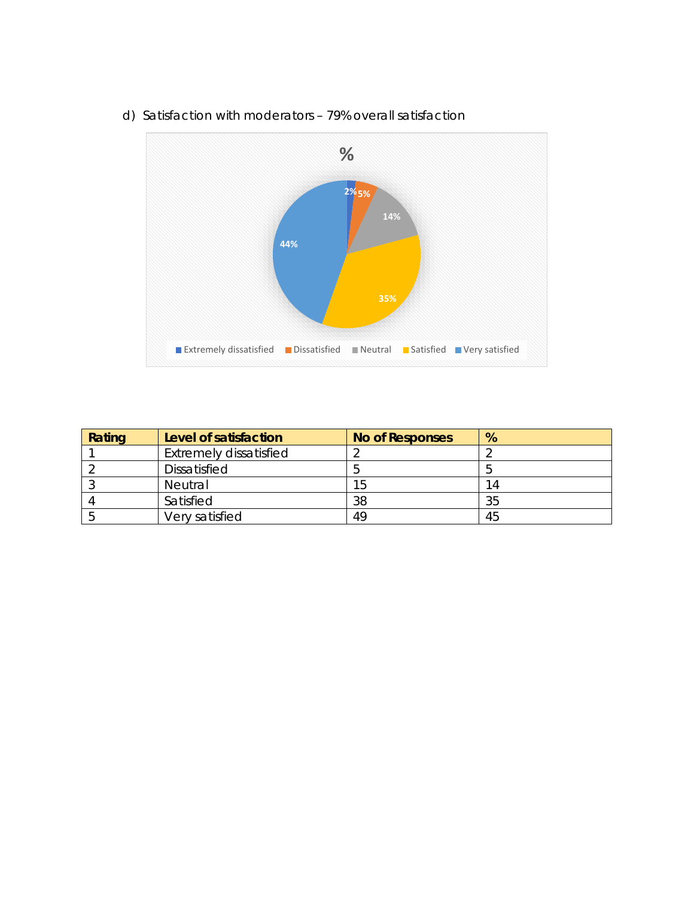d) Satisfaction with moderators – 79% overall satisfaction

| Rating | Level of satisfaction | No of Responses | % |
|---|---|---|---|
| 1 | Extremely dissatisfied | 2 | 2 |
| 2 | Dissatisfied | 5 | 5 |
| 3 | Neutral | 15 | 14 |
| 4 | Satisfied | 38 | 35 |
| 5 | Very satisfied | 49 | 45 |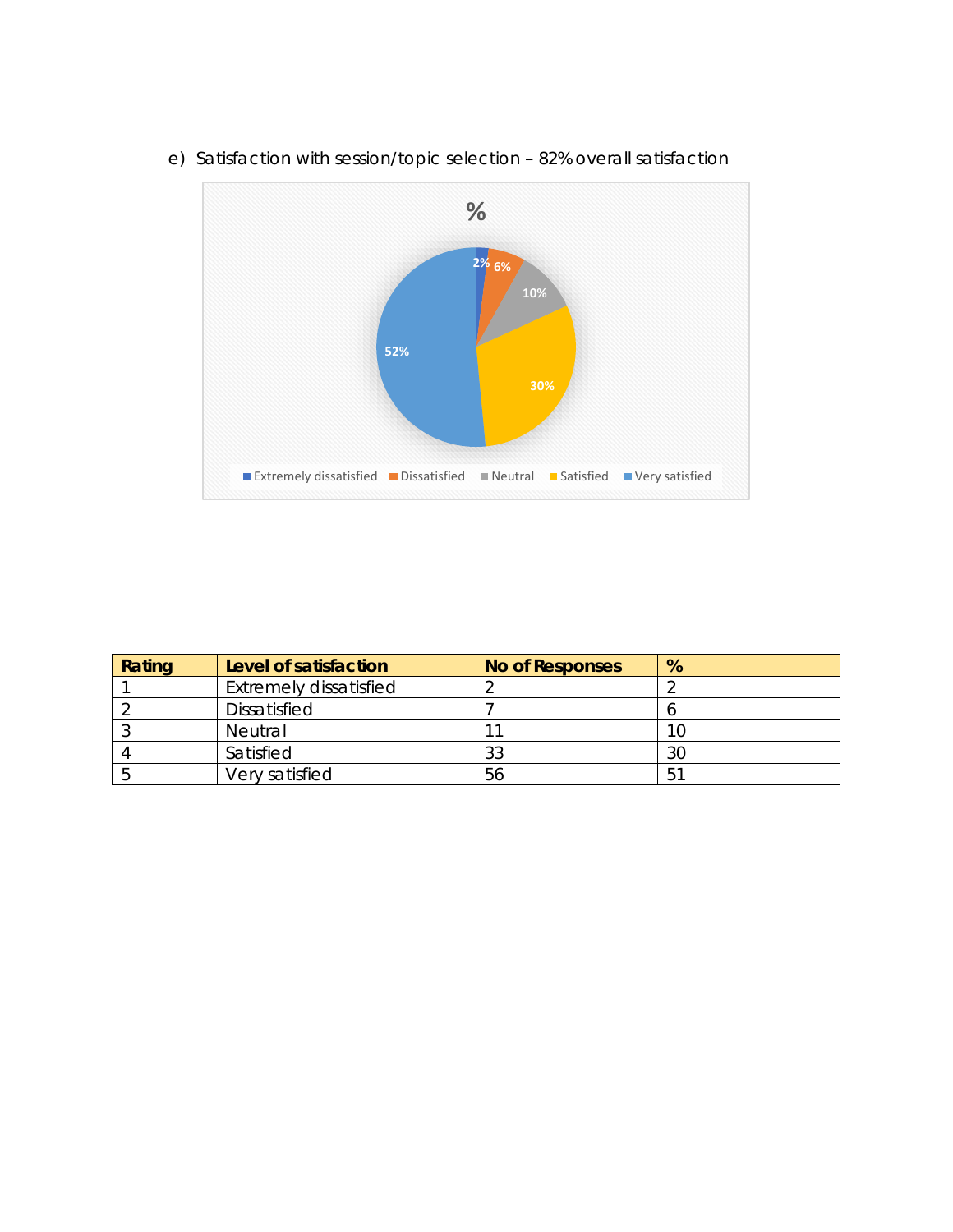e) Satisfaction with session/topic selection – 82% overall satisfaction

| Rating | Level of satisfaction | No of Responses | % |
|---|---|---|---|
| 1 | Extremely dissatisfied | 2 | 2 |
| 2 | Dissatisfied | 7 | 6 |
| 3 | Neutral | 11 | 10 |
| 4 | Satisfied | 33 | 30 |
| 5 | Very satisfied | 56 | 51 |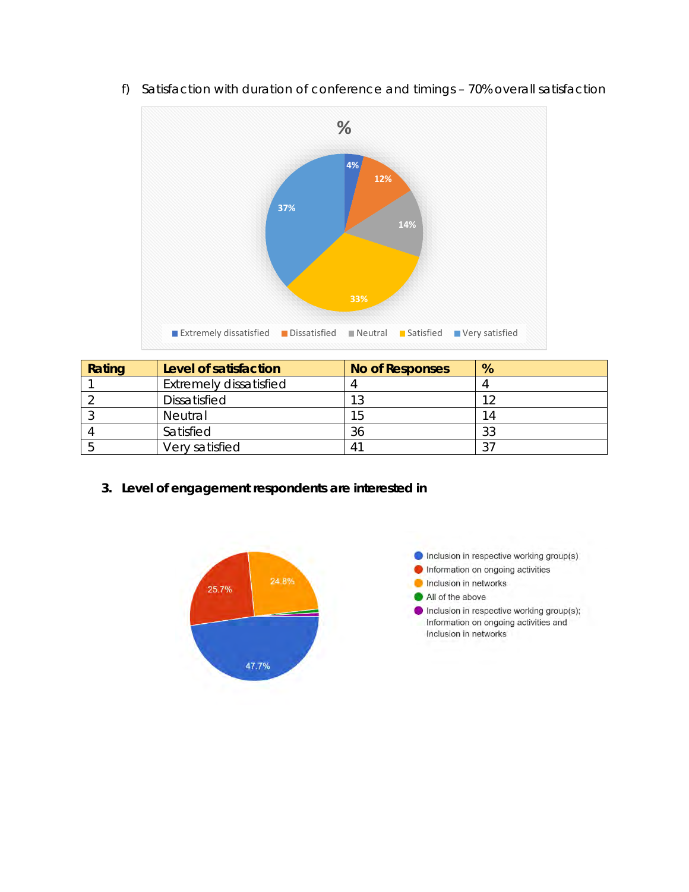f) Satisfaction with duration of conference and timings – 70% overall satisfaction

| Rating | Level of satisfaction | No of Responses | % |
|---|---|---|---|
| 1 | Extremely dissatisfied | 4 | 4 |
| 2 | Dissatisfied | 13 | 12 |
| 3 | Neutral | 15 | 14 |
| 4 | Satisfied | 36 | 33 |
| 5 | Very satisfied | 41 | 37 |

## 3. Level of engagement respondents are interested in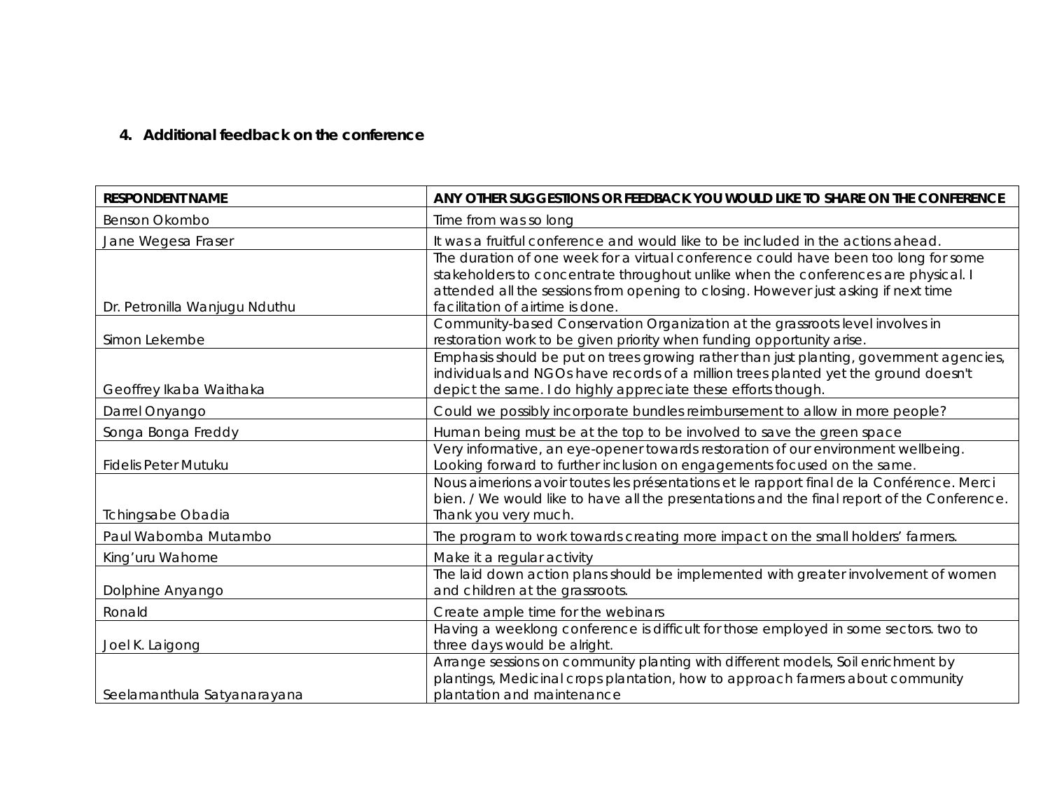### 4. Additional feedback on the conference

| RESPONDENT NAME | ANY OTHER SUGGESTIONS OR FEEDBACK YOU WOULD LIKE TO SHARE ON THE CONFERENCE |
| --- | --- |
| Benson Okombo | Time from was so long |
| Jane Wegesa Fraser | It was a fruitful conference and would like to be included in the actions ahead. |
| Dr. Petronilla Wanjugu Nduthu | The duration of one week for a virtual conference could have been too long for some stakeholders to concentrate throughout unlike when the conferences are physical. I attended all the sessions from opening to closing. However just asking if next time facilitation of airtime is done. |
| Simon Lekembe | Community-based Conservation Organization at the grassroots level involves in restoration work to be given priority when funding opportunity arise. |
| Geoffrey Ikaba Waithaka | Emphasis should be put on trees growing rather than just planting, government agencies, individuals and NGOs have records of a million trees planted yet the ground doesn't depict the same. I do highly appreciate these efforts though. |
| Darrel Onyango | Could we possibly incorporate bundles reimbursement to allow in more people? |
| Songa Bonga Freddy | Human being must be at the top to be involved to save the green space |
| Fidelis Peter Mutuku | Very informative, an eye-opener towards restoration of our environment wellbeing. Looking forward to further inclusion on engagements focused on the same. |
| Tchingsabe Obadia | Nous aimerions avoir toutes les présentations et le rapport final de la Conférence. Merci bien. / We would like to have all the presentations and the final report of the Conference. Thank you very much. |
| Paul Wabomba Mutambo | The program to work towards creating more impact on the small holders' farmers. |
| King'uru Wahome | Make it a regular activity |
| Dolphine Anyango | The laid down action plans should be implemented with greater involvement of women and children at the grassroots. |
| Ronald | Create ample time for the webinars |
| Joel K. Laigong | Having a weeklong conference is difficult for those employed in some sectors. two to three days would be alright. |
| Seelamanthula Satyanarayana | Arrange sessions on community planting with different models, Soil enrichment by plantings, Medicinal crops plantation, how to approach farmers about community plantation and maintenance |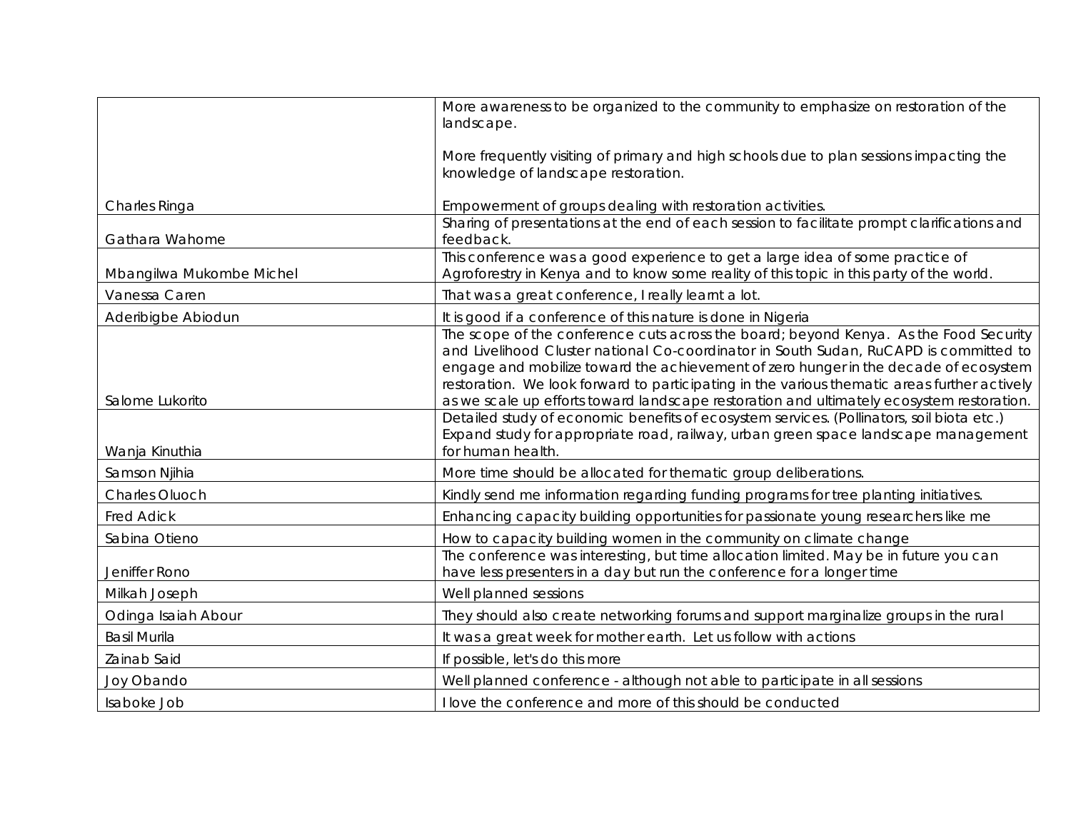| | |
|---|---|
| Charles Ringa | More awareness to be organized to the community to emphasize on restoration of the landscape.<br><br>More frequently visiting of primary and high schools due to plan sessions impacting the knowledge of landscape restoration.<br><br>Empowerment of groups dealing with restoration activities. |
| Gathara Wahome | Sharing of presentations at the end of each session to facilitate prompt clarifications and feedback. |
| Mbangilwa Mukombe Michel | This conference was a good experience to get a large idea of some practice of Agroforestry in Kenya and to know some reality of this topic in this party of the world. |
| Vanessa Caren | That was a great conference, I really learnt a lot. |
| Aderibigbe Abiodun | It is good if a conference of this nature is done in Nigeria |
| Salome Lukorito | The scope of the conference cuts across the board; beyond Kenya. As the Food Security and Livelihood Cluster national Co-coordinator in South Sudan, RuCAPD is committed to engage and mobilize toward the achievement of zero hunger in the decade of ecosystem restoration. We look forward to participating in the various thematic areas further actively as we scale up efforts toward landscape restoration and ultimately ecosystem restoration. |
| Wanja Kinuthia | Detailed study of economic benefits of ecosystem services. (Pollinators, soil biota etc.) Expand study for appropriate road, railway, urban green space landscape management for human health. |
| Samson Njihia | More time should be allocated for thematic group deliberations. |
| Charles Oluoch | Kindly send me information regarding funding programs for tree planting initiatives. |
| Fred Adick | Enhancing capacity building opportunities for passionate young researchers like me |
| Sabina Otieno | How to capacity building women in the community on climate change |
| Jeniffer Rono | The conference was interesting, but time allocation limited. May be in future you can have less presenters in a day but run the conference for a longer time |
| Milkah Joseph | Well planned sessions |
| Odinga Isaiah Abour | They should also create networking forums and support marginalize groups in the rural |
| Basil Murila | It was a great week for mother earth. Let us follow with actions |
| Zainab Said | If possible, let's do this more |
| Joy Obando | Well planned conference - although not able to participate in all sessions |
| Isaboke Job | I love the conference and more of this should be conducted |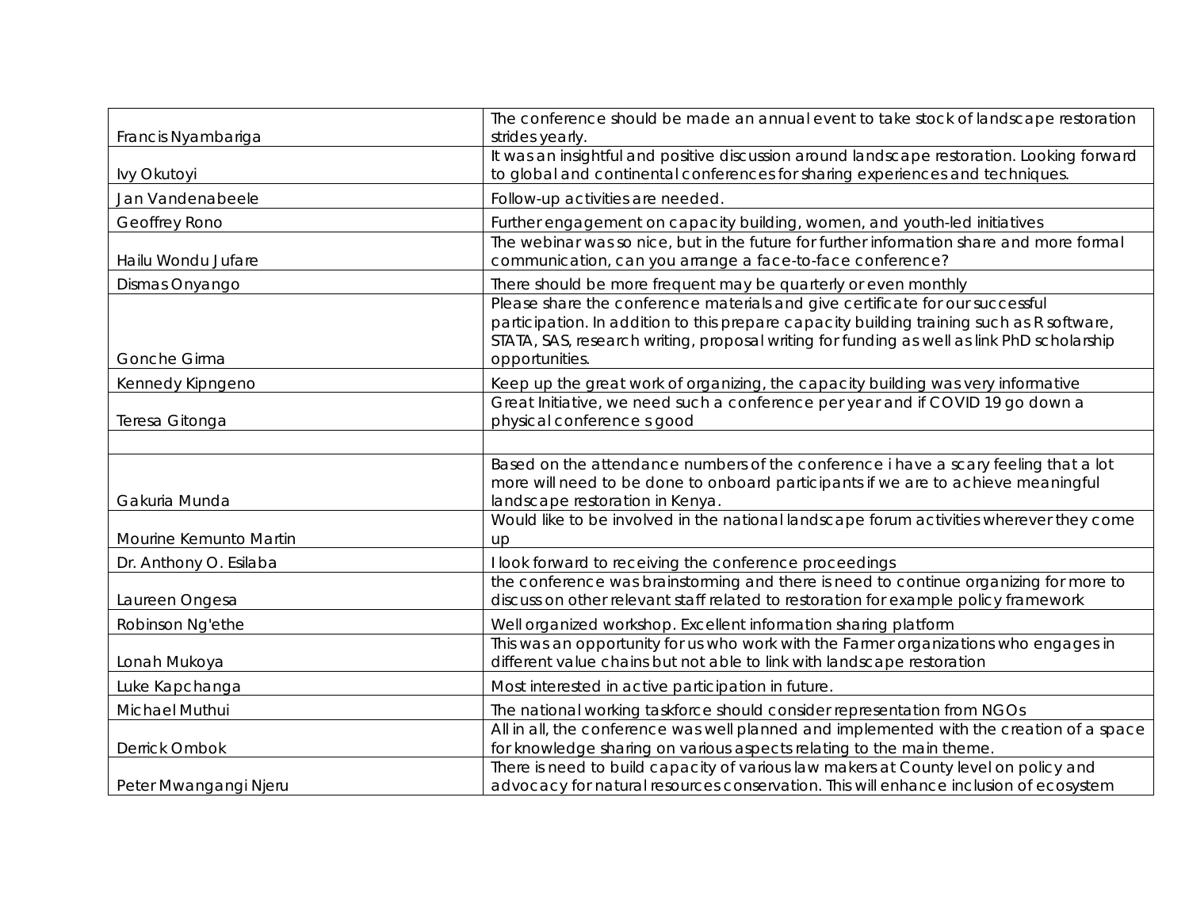| | |
|---|---|
| Francis Nyambariga | The conference should be made an annual event to take stock of landscape restoration strides yearly. |
| Ivy Okutoyi | It was an insightful and positive discussion around landscape restoration. Looking forward to global and continental conferences for sharing experiences and techniques. |
| Jan Vandenabeele | Follow-up activities are needed. |
| Geoffrey Rono | Further engagement on capacity building, women, and youth-led initiatives |
| Hailu Wondu Jufare | The webinar was so nice, but in the future for further information share and more formal communication, can you arrange a face-to-face conference? |
| Dismas Onyango | There should be more frequent may be quarterly or even monthly |
| Gonche Girma | Please share the conference materials and give certificate for our successful participation. In addition to this prepare capacity building training such as R software, STATA, SAS, research writing, proposal writing for funding as well as link PhD scholarship opportunities. |
| Kennedy Kipngeno | Keep up the great work of organizing, the capacity building was very informative |
| Teresa Gitonga | Great Initiative, we need such a conference per year and if COVID 19 go down a physical conference s good |
| | |
| Gakuria Munda | Based on the attendance numbers of the conference i have a scary feeling that a lot more will need to be done to onboard participants if we are to achieve meaningful landscape restoration in Kenya. |
| Mourine Kemunto Martin | Would like to be involved in the national landscape forum activities wherever they come up |
| Dr. Anthony O. Esilaba | I look forward to receiving the conference proceedings |
| Laureen Ongesa | the conference was brainstorming and there is need to continue organizing for more to discuss on other relevant staff related to restoration for example policy framework |
| Robinson Ng'ethe | Well organized workshop. Excellent information sharing platform |
| Lonah Mukoya | This was an opportunity for us who work with the Farmer organizations who engages in different value chains but not able to link with landscape restoration |
| Luke Kapchanga | Most interested in active participation in future. |
| Michael Muthui | The national working taskforce should consider representation from NGOs |
| Derrick Ombok | All in all, the conference was well planned and implemented with the creation of a space for knowledge sharing on various aspects relating to the main theme. |
| Peter Mwangangi Njeru | There is need to build capacity of various law makers at County level on policy and advocacy for natural resources conservation. This will enhance inclusion of ecosystem |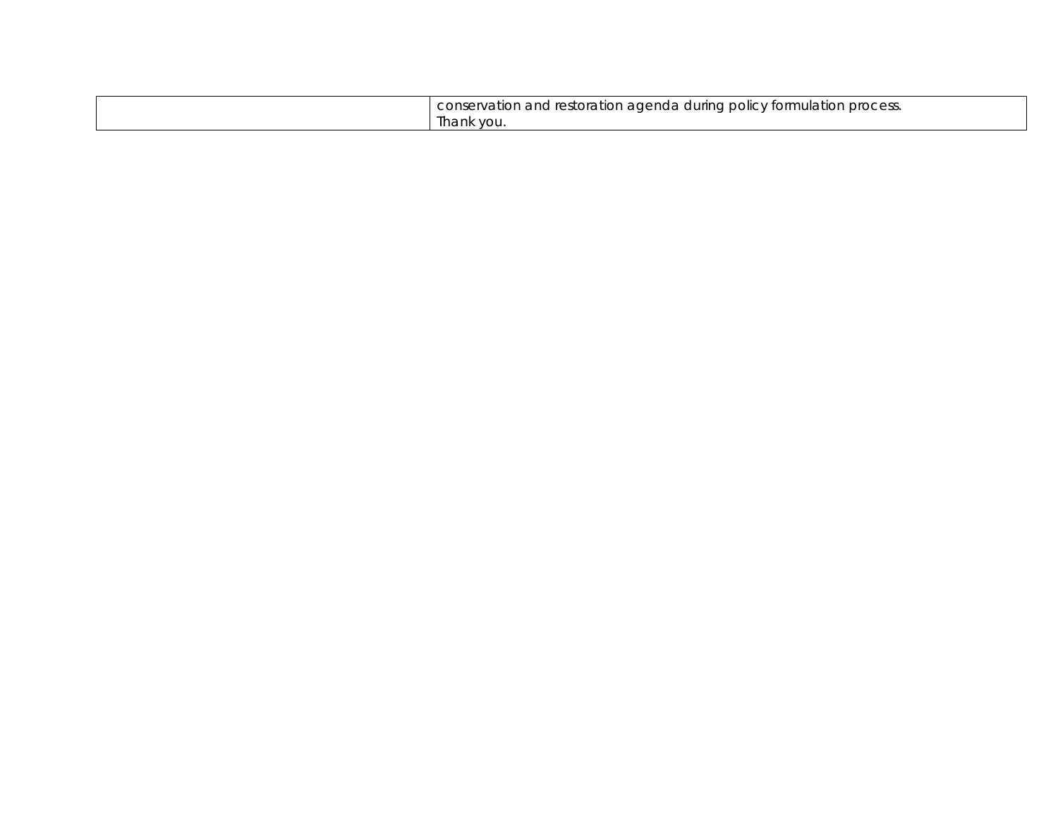| | |
|---|---|
| | conservation and restoration agenda during policy formulation process.<br>Thank you. |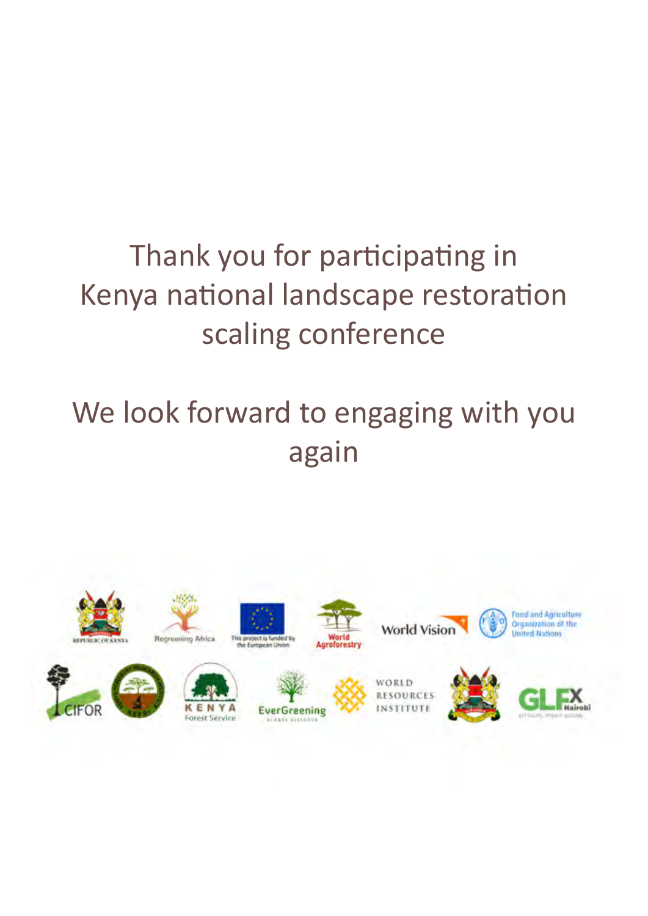Thank you for participating in Kenya national landscape restoration scaling conference

We look forward to engaging with you again